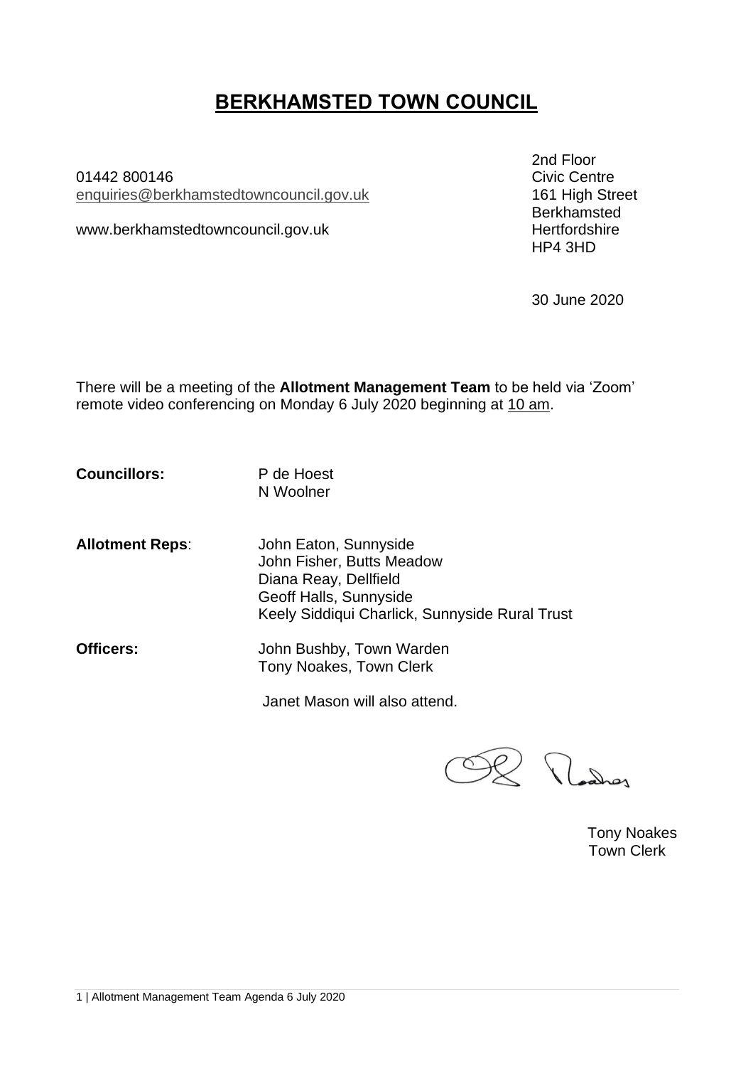# BERKHAMSTED TOWN COUNCIL

01442 800146
enquiries@berkhamstedtowncouncil.gov.uk

www.berkhamstedtowncouncil.gov.uk

2nd Floor
Civic Centre
161 High Street
Berkhamsted
Hertfordshire
HP4 3HD

30 June 2020

There will be a meeting of the **Allotment Management Team** to be held via 'Zoom' remote video conferencing on Monday 6 July 2020 beginning at 10 am.

**Councillors:** P de Hoest
N Woolner

**Allotment Reps**: John Eaton, Sunnyside
John Fisher, Butts Meadow
Diana Reay, Dellfield
Geoff Halls, Sunnyside
Keely Siddiqui Charlick, Sunnyside Rural Trust

**Officers:** John Bushby, Town Warden
Tony Noakes, Town Clerk

Janet Mason will also attend.

Tony Noakes
Town Clerk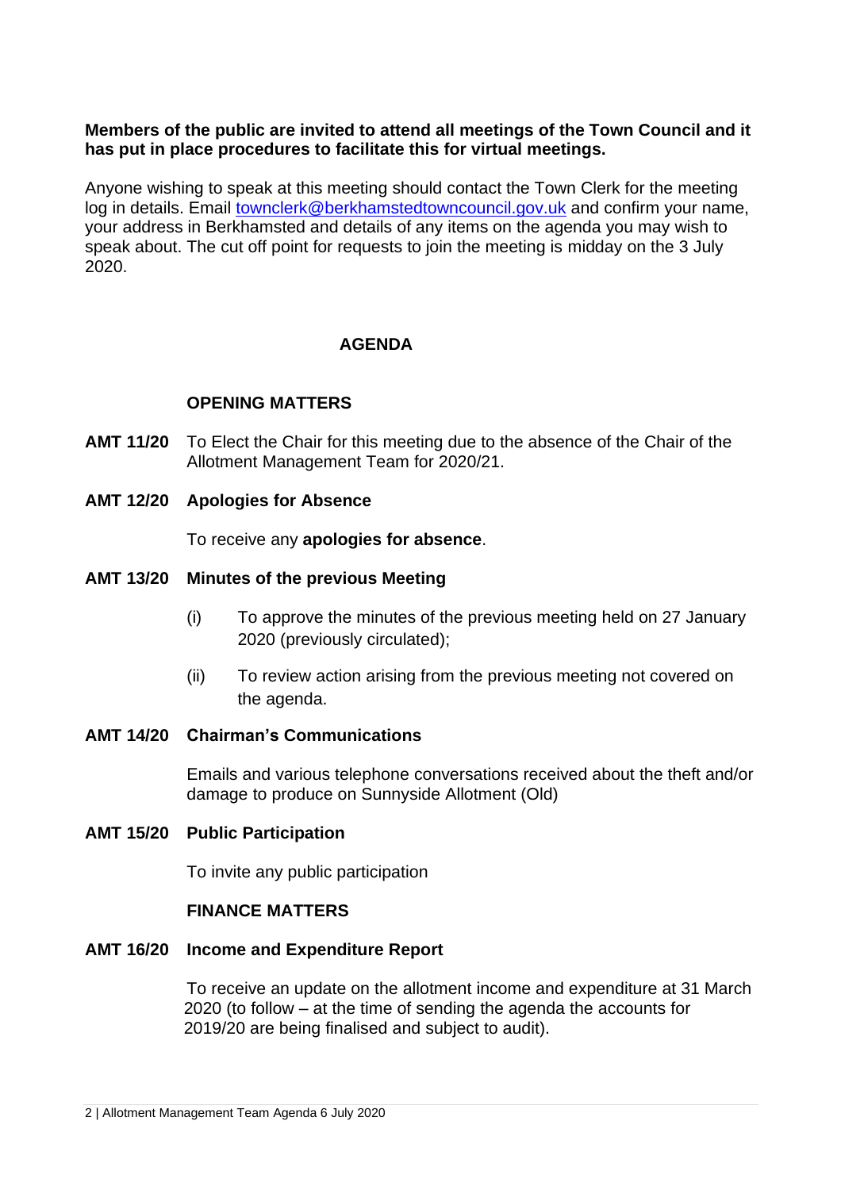**Members of the public are invited to attend all meetings of the Town Council and it has put in place procedures to facilitate this for virtual meetings.**

Anyone wishing to speak at this meeting should contact the Town Clerk for the meeting log in details. Email [townclerk@berkhamstedtowncouncil.gov.uk](mailto:townclerk@berkhamstedtowncouncil.gov.uk) and confirm your name, your address in Berkhamsted and details of any items on the agenda you may wish to speak about. The cut off point for requests to join the meeting is midday on the 3 July 2020.

## AGENDA

### OPENING MATTERS

**AMT 11/20** To Elect the Chair for this meeting due to the absence of the Chair of the Allotment Management Team for 2020/21.

**AMT 12/20 Apologies for Absence**

To receive any **apologies for absence**.

**AMT 13/20 Minutes of the previous Meeting**

(i) To approve the minutes of the previous meeting held on 27 January 2020 (previously circulated);

(ii) To review action arising from the previous meeting not covered on the agenda.

**AMT 14/20 Chairman's Communications**

Emails and various telephone conversations received about the theft and/or damage to produce on Sunnyside Allotment (Old)

**AMT 15/20 Public Participation**

To invite any public participation

### FINANCE MATTERS

**AMT 16/20 Income and Expenditure Report**

To receive an update on the allotment income and expenditure at 31 March 2020 (to follow – at the time of sending the agenda the accounts for 2019/20 are being finalised and subject to audit).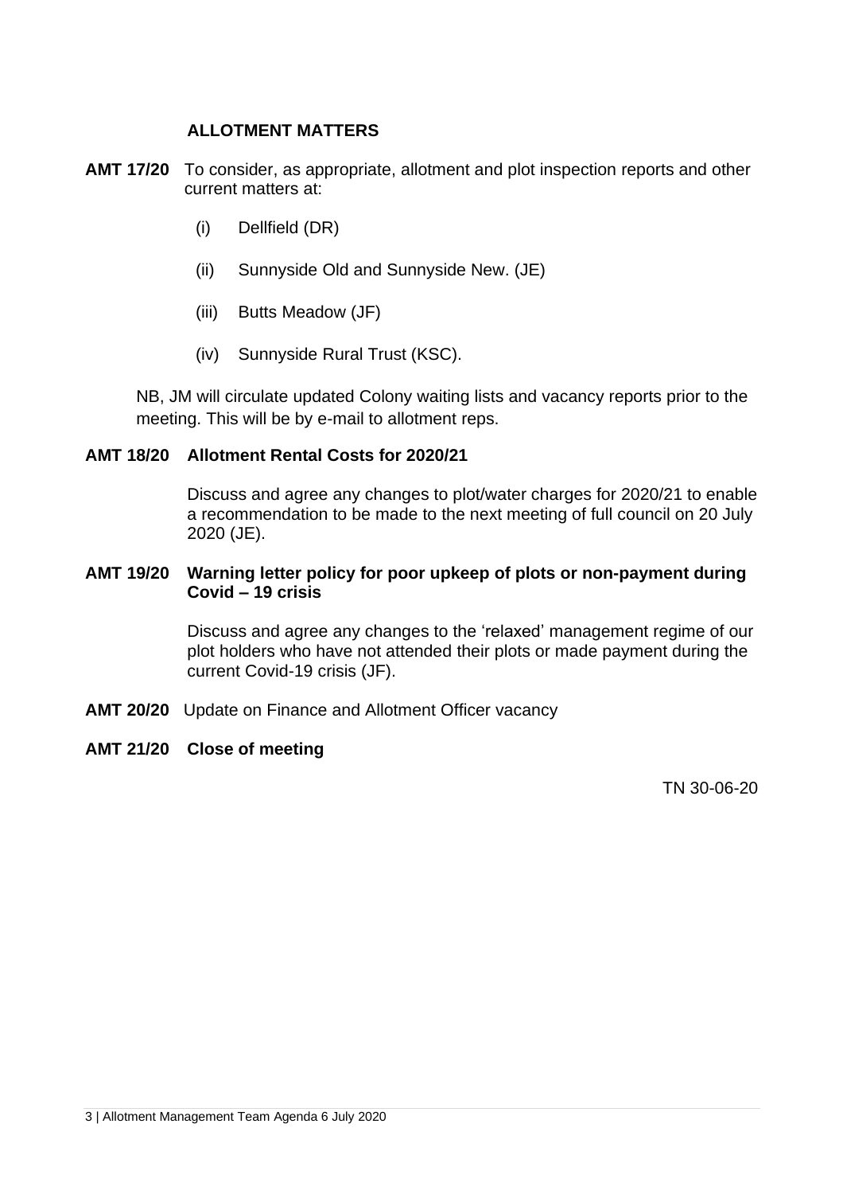## ALLOTMENT MATTERS

**AMT 17/20** To consider, as appropriate, allotment and plot inspection reports and other current matters at:

(i) Dellfield (DR)

(ii) Sunnyside Old and Sunnyside New. (JE)

(iii) Butts Meadow (JF)

(iv) Sunnyside Rural Trust (KSC).

NB, JM will circulate updated Colony waiting lists and vacancy reports prior to the meeting. This will be by e-mail to allotment reps.

**AMT 18/20 Allotment Rental Costs for 2020/21**

Discuss and agree any changes to plot/water charges for 2020/21 to enable a recommendation to be made to the next meeting of full council on 20 July 2020 (JE).

**AMT 19/20 Warning letter policy for poor upkeep of plots or non-payment during Covid – 19 crisis**

Discuss and agree any changes to the 'relaxed' management regime of our plot holders who have not attended their plots or made payment during the current Covid-19 crisis (JF).

**AMT 20/20** Update on Finance and Allotment Officer vacancy

**AMT 21/20 Close of meeting**

TN 30-06-20